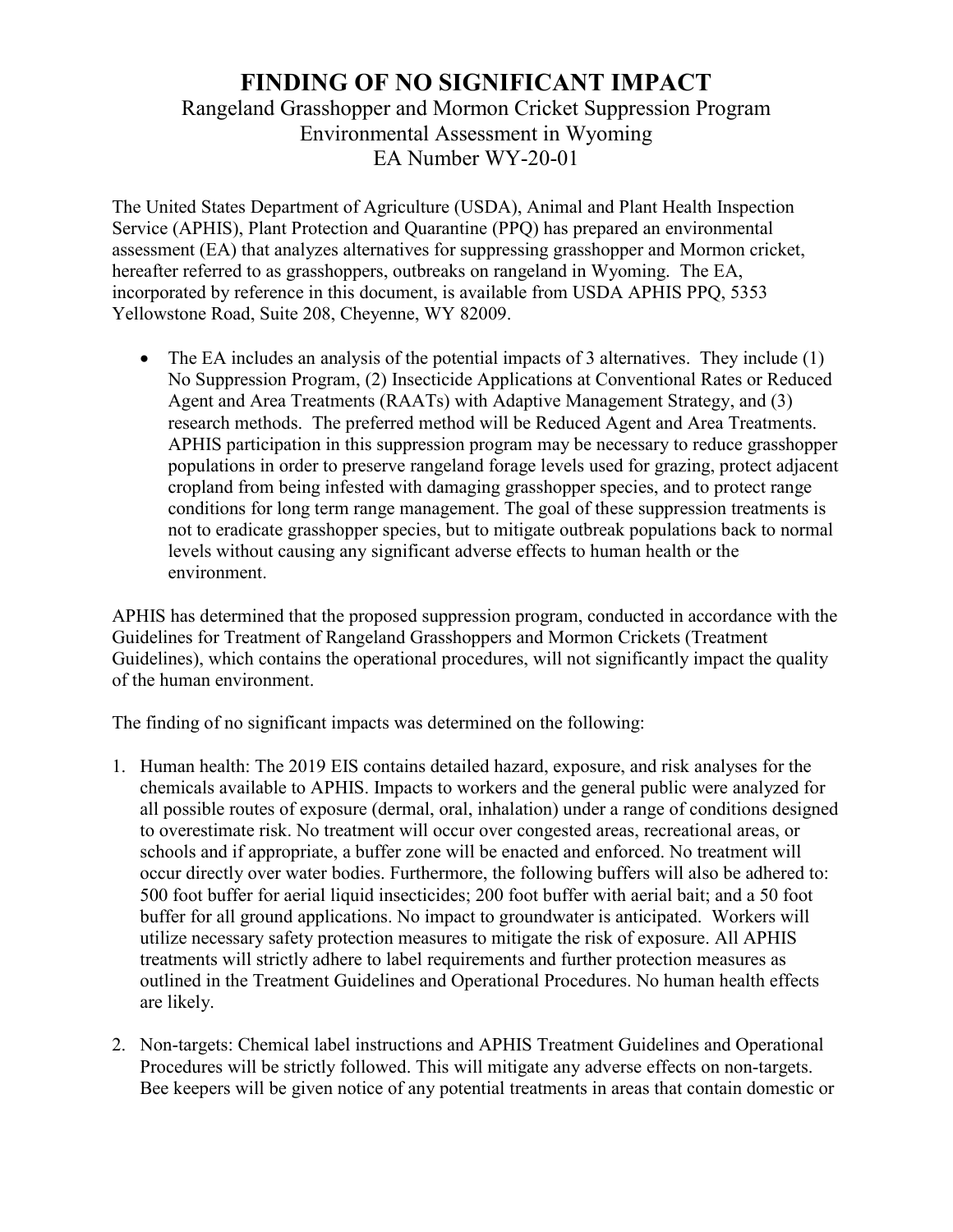# FINDING OF NO SIGNIFICANT IMPACT

Rangeland Grasshopper and Mormon Cricket Suppression Program
Environmental Assessment in Wyoming
EA Number WY-20-01

The United States Department of Agriculture (USDA), Animal and Plant Health Inspection Service (APHIS), Plant Protection and Quarantine (PPQ) has prepared an environmental assessment (EA) that analyzes alternatives for suppressing grasshopper and Mormon cricket, hereafter referred to as grasshoppers, outbreaks on rangeland in Wyoming. The EA, incorporated by reference in this document, is available from USDA APHIS PPQ, 5353 Yellowstone Road, Suite 208, Cheyenne, WY 82009.

- The EA includes an analysis of the potential impacts of 3 alternatives. They include (1) No Suppression Program, (2) Insecticide Applications at Conventional Rates or Reduced Agent and Area Treatments (RAATs) with Adaptive Management Strategy, and (3) research methods. The preferred method will be Reduced Agent and Area Treatments. APHIS participation in this suppression program may be necessary to reduce grasshopper populations in order to preserve rangeland forage levels used for grazing, protect adjacent cropland from being infested with damaging grasshopper species, and to protect range conditions for long term range management. The goal of these suppression treatments is not to eradicate grasshopper species, but to mitigate outbreak populations back to normal levels without causing any significant adverse effects to human health or the environment.

APHIS has determined that the proposed suppression program, conducted in accordance with the Guidelines for Treatment of Rangeland Grasshoppers and Mormon Crickets (Treatment Guidelines), which contains the operational procedures, will not significantly impact the quality of the human environment.

The finding of no significant impacts was determined on the following:

1. Human health: The 2019 EIS contains detailed hazard, exposure, and risk analyses for the chemicals available to APHIS. Impacts to workers and the general public were analyzed for all possible routes of exposure (dermal, oral, inhalation) under a range of conditions designed to overestimate risk. No treatment will occur over congested areas, recreational areas, or schools and if appropriate, a buffer zone will be enacted and enforced. No treatment will occur directly over water bodies. Furthermore, the following buffers will also be adhered to: 500 foot buffer for aerial liquid insecticides; 200 foot buffer with aerial bait; and a 50 foot buffer for all ground applications. No impact to groundwater is anticipated. Workers will utilize necessary safety protection measures to mitigate the risk of exposure. All APHIS treatments will strictly adhere to label requirements and further protection measures as outlined in the Treatment Guidelines and Operational Procedures. No human health effects are likely.

2. Non-targets: Chemical label instructions and APHIS Treatment Guidelines and Operational Procedures will be strictly followed. This will mitigate any adverse effects on non-targets. Bee keepers will be given notice of any potential treatments in areas that contain domestic or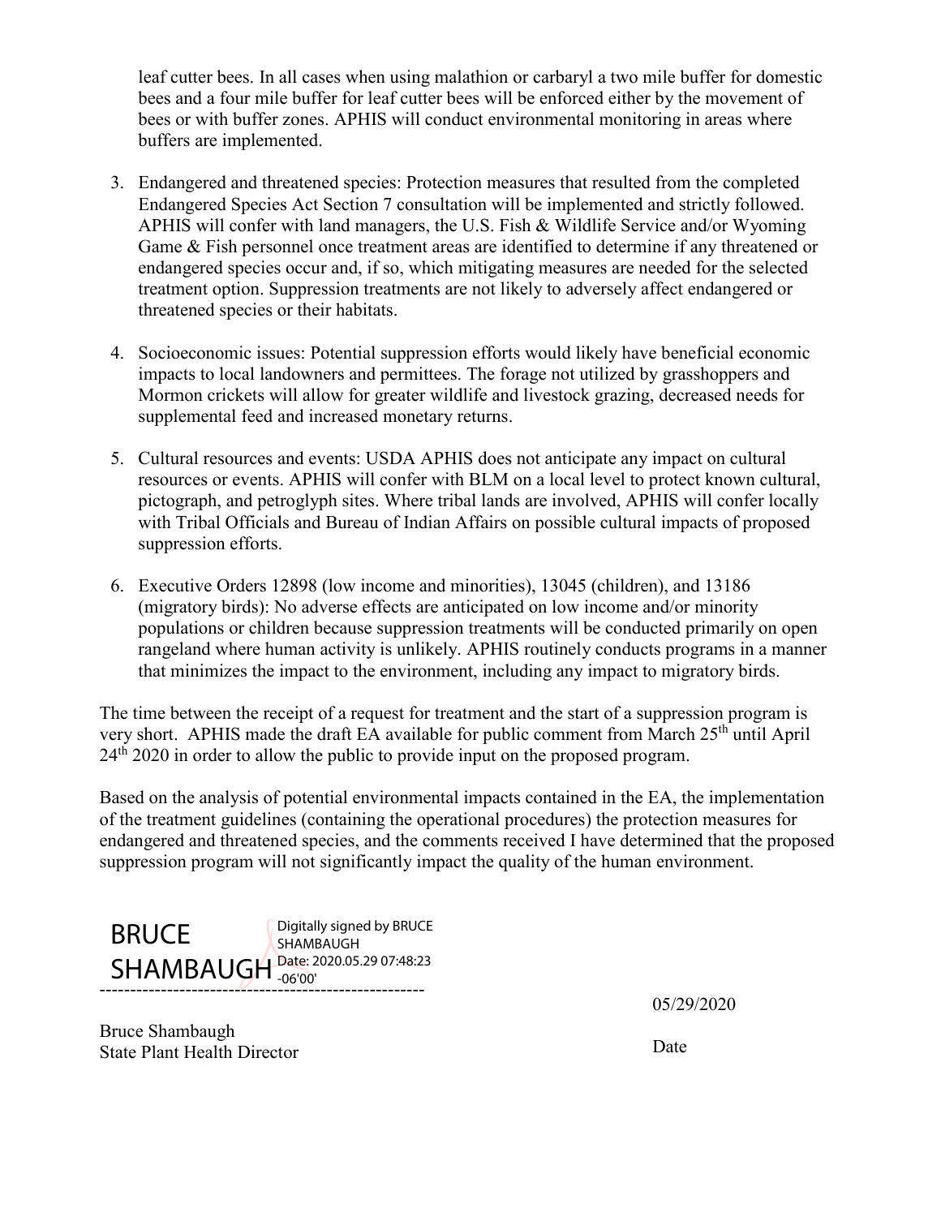leaf cutter bees. In all cases when using malathion or carbaryl a two mile buffer for domestic bees and a four mile buffer for leaf cutter bees will be enforced either by the movement of bees or with buffer zones. APHIS will conduct environmental monitoring in areas where buffers are implemented.

3. Endangered and threatened species: Protection measures that resulted from the completed Endangered Species Act Section 7 consultation will be implemented and strictly followed. APHIS will confer with land managers, the U.S. Fish & Wildlife Service and/or Wyoming Game & Fish personnel once treatment areas are identified to determine if any threatened or endangered species occur and, if so, which mitigating measures are needed for the selected treatment option. Suppression treatments are not likely to adversely affect endangered or threatened species or their habitats.

4. Socioeconomic issues: Potential suppression efforts would likely have beneficial economic impacts to local landowners and permittees. The forage not utilized by grasshoppers and Mormon crickets will allow for greater wildlife and livestock grazing, decreased needs for supplemental feed and increased monetary returns.

5. Cultural resources and events: USDA APHIS does not anticipate any impact on cultural resources or events. APHIS will confer with BLM on a local level to protect known cultural, pictograph, and petroglyph sites. Where tribal lands are involved, APHIS will confer locally with Tribal Officials and Bureau of Indian Affairs on possible cultural impacts of proposed suppression efforts.

6. Executive Orders 12898 (low income and minorities), 13045 (children), and 13186 (migratory birds): No adverse effects are anticipated on low income and/or minority populations or children because suppression treatments will be conducted primarily on open rangeland where human activity is unlikely. APHIS routinely conducts programs in a manner that minimizes the impact to the environment, including any impact to migratory birds.

The time between the receipt of a request for treatment and the start of a suppression program is very short. APHIS made the draft EA available for public comment from March 25th until April 24th 2020 in order to allow the public to provide input on the proposed program.

Based on the analysis of potential environmental impacts contained in the EA, the implementation of the treatment guidelines (containing the operational procedures) the protection measures for endangered and threatened species, and the comments received I have determined that the proposed suppression program will not significantly impact the quality of the human environment.

BRUCE SHAMBAUGH Digitally signed by BRUCE SHAMBAUGH Date: 2020.05.29 07:48:23 -06'00'

---------------------------------------------------- 05/29/2020

Bruce Shambaugh
State Plant Health Director

Date